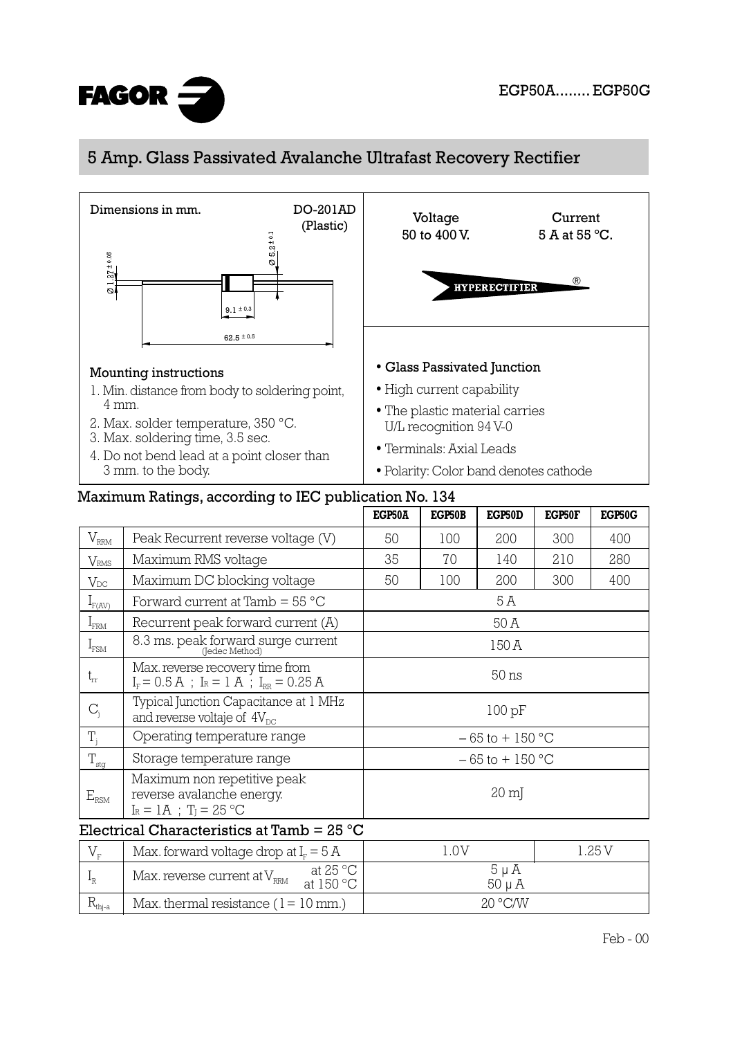FAGOR

EGP50A........ EGP50G

# 5 Amp. Glass Passivated Avalanche Ultrafast Recovery Rectifier

Dimensions in mm.

DO-201AD (Plastic)

$\varnothing 1.27^{\pm 0.05}$ $\varnothing 5.2^{\pm 0.1}$ $9.1^{\pm 0.3}$ $62.5^{\pm 0.5}$

Voltage 50 to 400 V.

Current 5 A at 55 °C.

HYPERECTIFIER ®

## Mounting instructions

1. Min. distance from body to soldering point, 4 mm.
2. Max. solder temperature, 350 °C.
3. Max. soldering time, 3.5 sec.
4. Do not bend lead at a point closer than 3 mm. to the body.

- **Glass Passivated Junction**
- High current capability
- The plastic material carries U/L recognition 94 V-0
- Terminals: Axial Leads
- Polarity: Color band denotes cathode

## Maximum Ratings, according to IEC publication No. 134

| | | EGP50A | EGP50B | EGP50D | EGP50F | EGP50G |
|---|---|---|---|---|---|---|
| $V_{RRM}$ | Peak Recurrent reverse voltage (V) | 50 | 100 | 200 | 300 | 400 |
| $V_{RMS}$ | Maximum RMS voltage | 35 | 70 | 140 | 210 | 280 |
| $V_{DC}$ | Maximum DC blocking voltage | 50 | 100 | 200 | 300 | 400 |
| $I_{F(AV)}$ | Forward current at Tamb = 55 °C | 5 A | | | | |
| $I_{FRM}$ | Recurrent peak forward current (A) | 50 A | | | | |
| $I_{FSM}$ | 8.3 ms. peak forward surge current (Jedec Method) | 150 A | | | | |
| $t_{rr}$ | Max. reverse recovery time from $I_F = 0.5$ A ; $I_R = 1$ A ; $I_{RR} = 0.25$ A | 50 ns | | | | |
| $C_j$ | Typical Junction Capacitance at 1 MHz and reverse voltaje of $4V_{DC}$ | 100 pF | | | | |
| $T_j$ | Operating temperature range | – 65 to + 150 °C | | | | |
| $T_{stg}$ | Storage temperature range | – 65 to + 150 °C | | | | |
| $E_{RSM}$ | Maximum non repetitive peak reverse avalanche energy. $I_R = 1A$ ; $T_j = 25$ °C | 20 mJ | | | | |

## Electrical Characteristics at Tamb = 25 °C

| | | | |
|---|---|---|---|
| $V_F$ | Max. forward voltage drop at $I_F = 5$ A | 1.0V | 1.25 V |
| $I_R$ | Max. reverse current at $V_{RRM}$ at 25 °C / at 150 °C | 5 μA / 50 μA | |
| $R_{thj-a}$ | Max. thermal resistance ( l = 10 mm.) | 20 °C/W | |

Feb - 00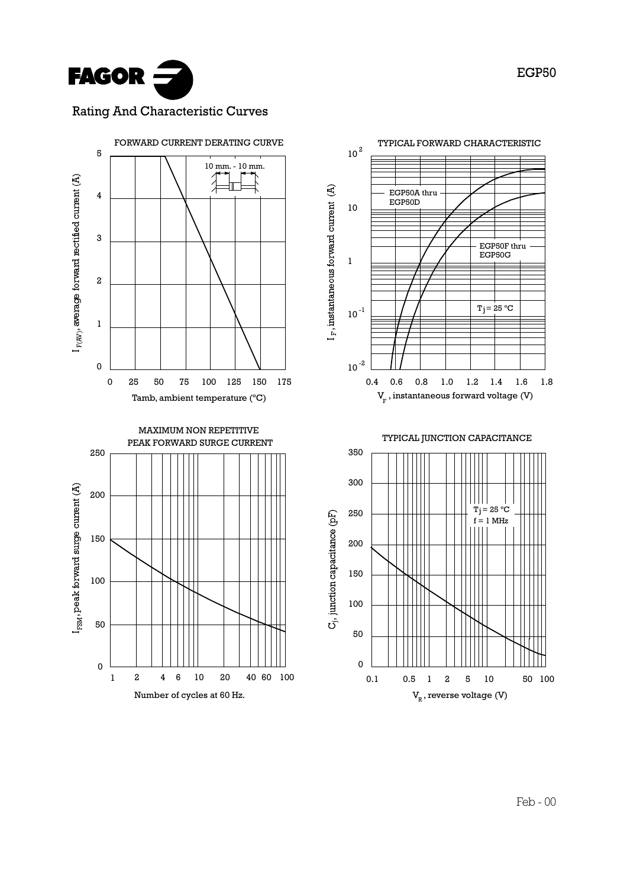## Rating And Characteristic Curves

FORWARD CURRENT DERATING CURVE

$I_{F(AV)}$, average forward rectified current (A)

5
4
3
2
1
0

0 25 50 75 100 125 150 175

Tamb, ambient temperature (°C)

10 mm. - 10 mm.

TYPICAL FORWARD CHARACTERISTIC

$I_F$, instantaneous forward current (A)

$10^2$
10
1
$10^{-1}$
$10^{-2}$

0.4 0.6 0.8 1.0 1.2 1.4 1.6 1.8

$V_F$, instantaneous forward voltage (V)

EGP50A thru EGP50D

EGP50F thru EGP50G

$T_j$ = 25 °C

MAXIMUM NON REPETITIVE PEAK FORWARD SURGE CURRENT

$I_{FSM}$, peak forward surge current (A)

250
200
150
100
50
0

1 2 4 6 10 20 40 60 100

Number of cycles at 60 Hz.

TYPICAL JUNCTION CAPACITANCE

$C_j$, junction capacitance (pF)

350
300
250
200
150
100
50
0

0.1 0.5 1 2 5 10 50 100

$V_R$, reverse voltage (V)

$T_j$ = 25 °C
f = 1 MHz

Feb - 00